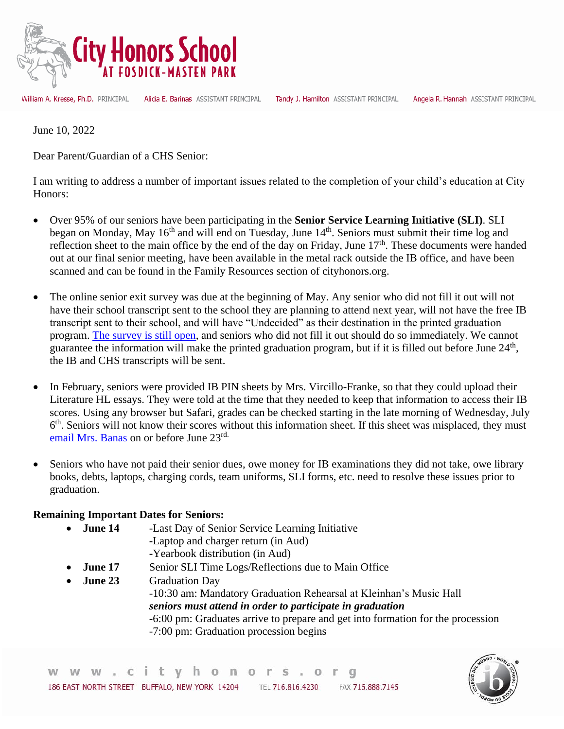# City Honors School
## AT FOSDICK-MASTEN PARK

William A. Kresse, Ph.D. PRINCIPAL   Alicia E. Barinas ASSISTANT PRINCIPAL   Tandy J. Hamilton ASSISTANT PRINCIPAL   Angela R. Hannah ASSISTANT PRINCIPAL

June 10, 2022

Dear Parent/Guardian of a CHS Senior:

I am writing to address a number of important issues related to the completion of your child's education at City Honors:

- Over 95% of our seniors have been participating in the **Senior Service Learning Initiative (SLI)**. SLI began on Monday, May 16th and will end on Tuesday, June 14th. Seniors must submit their time log and reflection sheet to the main office by the end of the day on Friday, June 17th. These documents were handed out at our final senior meeting, have been available in the metal rack outside the IB office, and have been scanned and can be found in the Family Resources section of cityhonors.org.

- The online senior exit survey was due at the beginning of May. Any senior who did not fill it out will not have their school transcript sent to the school they are planning to attend next year, will not have the free IB transcript sent to their school, and will have "Undecided" as their destination in the printed graduation program. The survey is still open, and seniors who did not fill it out should do so immediately. We cannot guarantee the information will make the printed graduation program, but if it is filled out before June 24th, the IB and CHS transcripts will be sent.

- In February, seniors were provided IB PIN sheets by Mrs. Vircillo-Franke, so that they could upload their Literature HL essays. They were told at the time that they needed to keep that information to access their IB scores. Using any browser but Safari, grades can be checked starting in the late morning of Wednesday, July 6th. Seniors will not know their scores without this information sheet. If this sheet was misplaced, they must email Mrs. Banas on or before June 23rd.

- Seniors who have not paid their senior dues, owe money for IB examinations they did not take, owe library books, debts, laptops, charging cords, team uniforms, SLI forms, etc. need to resolve these issues prior to graduation.

**Remaining Important Dates for Seniors:**

- **June 14**
  - -Last Day of Senior Service Learning Initiative
  - -Laptop and charger return (in Aud)
  - -Yearbook distribution (in Aud)
- **June 17** Senior SLI Time Logs/Reflections due to Main Office
- **June 23** Graduation Day
  - -10:30 am: Mandatory Graduation Rehearsal at Kleinhan's Music Hall
  - ***seniors must attend in order to participate in graduation***
  - -6:00 pm: Graduates arrive to prepare and get into formation for the procession
  - -7:00 pm: Graduation procession begins

www.cityhonors.org
186 EAST NORTH STREET BUFFALO, NEW YORK 14204 TEL 716.816.4230 FAX 716.888.7145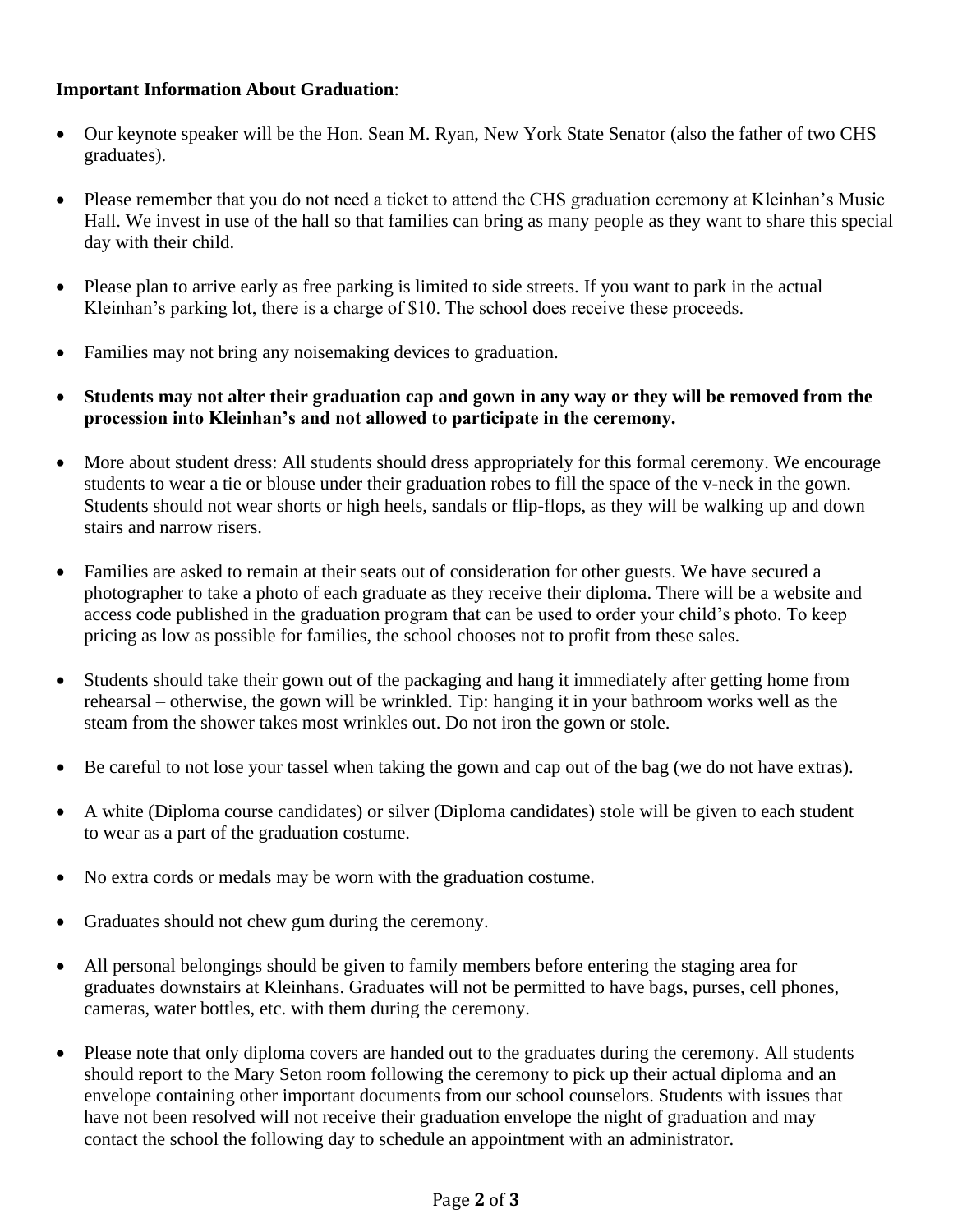**Important Information About Graduation**:

- Our keynote speaker will be the Hon. Sean M. Ryan, New York State Senator (also the father of two CHS graduates).

- Please remember that you do not need a ticket to attend the CHS graduation ceremony at Kleinhan's Music Hall. We invest in use of the hall so that families can bring as many people as they want to share this special day with their child.

- Please plan to arrive early as free parking is limited to side streets. If you want to park in the actual Kleinhan's parking lot, there is a charge of $10. The school does receive these proceeds.

- Families may not bring any noisemaking devices to graduation.

- **Students may not alter their graduation cap and gown in any way or they will be removed from the procession into Kleinhan's and not allowed to participate in the ceremony.**

- More about student dress: All students should dress appropriately for this formal ceremony. We encourage students to wear a tie or blouse under their graduation robes to fill the space of the v-neck in the gown. Students should not wear shorts or high heels, sandals or flip-flops, as they will be walking up and down stairs and narrow risers.

- Families are asked to remain at their seats out of consideration for other guests. We have secured a photographer to take a photo of each graduate as they receive their diploma. There will be a website and access code published in the graduation program that can be used to order your child's photo. To keep pricing as low as possible for families, the school chooses not to profit from these sales.

- Students should take their gown out of the packaging and hang it immediately after getting home from rehearsal – otherwise, the gown will be wrinkled. Tip: hanging it in your bathroom works well as the steam from the shower takes most wrinkles out. Do not iron the gown or stole.

- Be careful to not lose your tassel when taking the gown and cap out of the bag (we do not have extras).

- A white (Diploma course candidates) or silver (Diploma candidates) stole will be given to each student to wear as a part of the graduation costume.

- No extra cords or medals may be worn with the graduation costume.

- Graduates should not chew gum during the ceremony.

- All personal belongings should be given to family members before entering the staging area for graduates downstairs at Kleinhans. Graduates will not be permitted to have bags, purses, cell phones, cameras, water bottles, etc. with them during the ceremony.

- Please note that only diploma covers are handed out to the graduates during the ceremony. All students should report to the Mary Seton room following the ceremony to pick up their actual diploma and an envelope containing other important documents from our school counselors. Students with issues that have not been resolved will not receive their graduation envelope the night of graduation and may contact the school the following day to schedule an appointment with an administrator.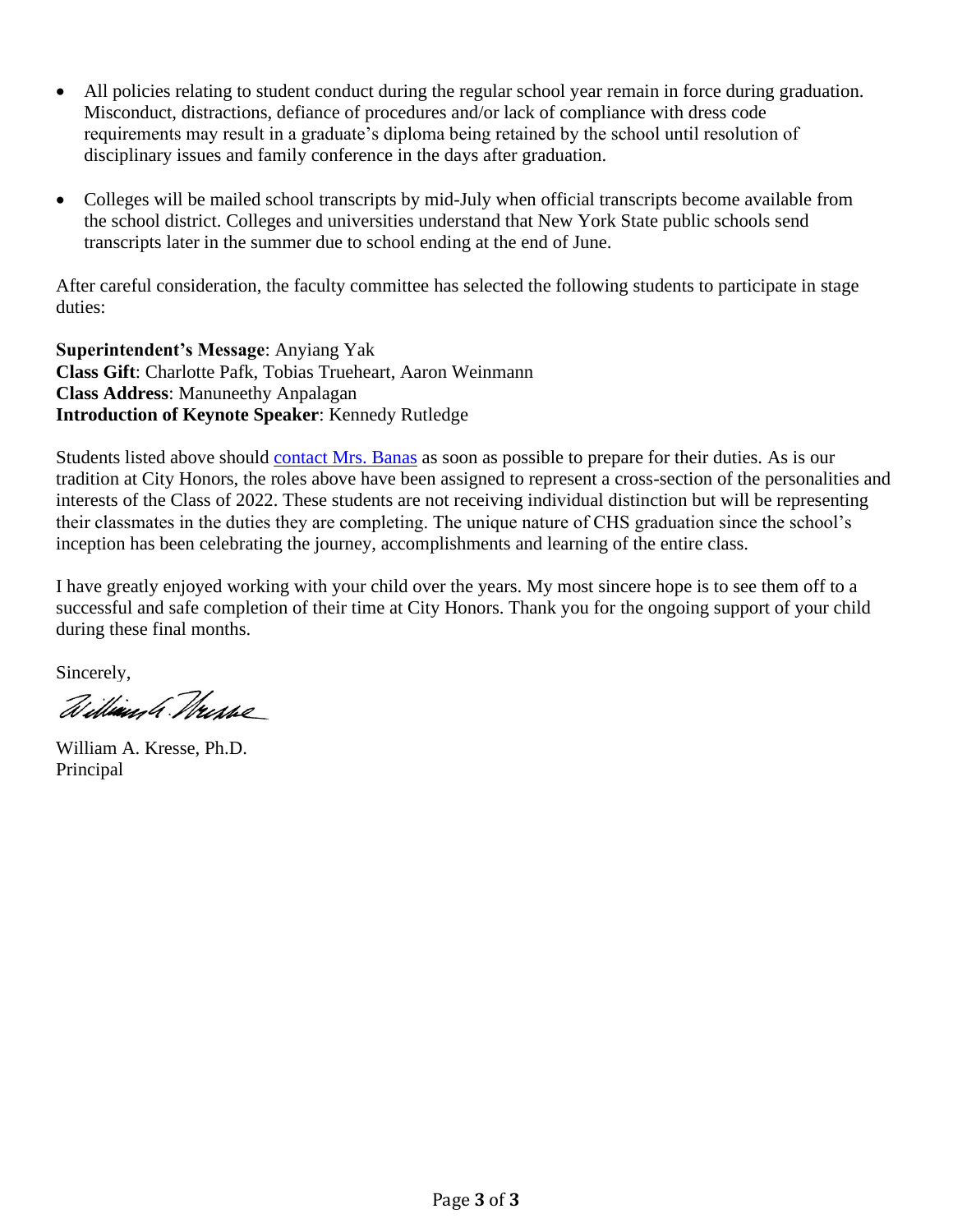- All policies relating to student conduct during the regular school year remain in force during graduation. Misconduct, distractions, defiance of procedures and/or lack of compliance with dress code requirements may result in a graduate's diploma being retained by the school until resolution of disciplinary issues and family conference in the days after graduation.

- Colleges will be mailed school transcripts by mid-July when official transcripts become available from the school district. Colleges and universities understand that New York State public schools send transcripts later in the summer due to school ending at the end of June.

After careful consideration, the faculty committee has selected the following students to participate in stage duties:

**Superintendent's Message**: Anyiang Yak
**Class Gift**: Charlotte Pafk, Tobias Trueheart, Aaron Weinmann
**Class Address**: Manuneethy Anpalagan
**Introduction of Keynote Speaker**: Kennedy Rutledge

Students listed above should contact Mrs. Banas as soon as possible to prepare for their duties. As is our tradition at City Honors, the roles above have been assigned to represent a cross-section of the personalities and interests of the Class of 2022. These students are not receiving individual distinction but will be representing their classmates in the duties they are completing. The unique nature of CHS graduation since the school's inception has been celebrating the journey, accomplishments and learning of the entire class.

I have greatly enjoyed working with your child over the years. My most sincere hope is to see them off to a successful and safe completion of their time at City Honors. Thank you for the ongoing support of your child during these final months.

Sincerely,

William A. Kresse, Ph.D.
Principal